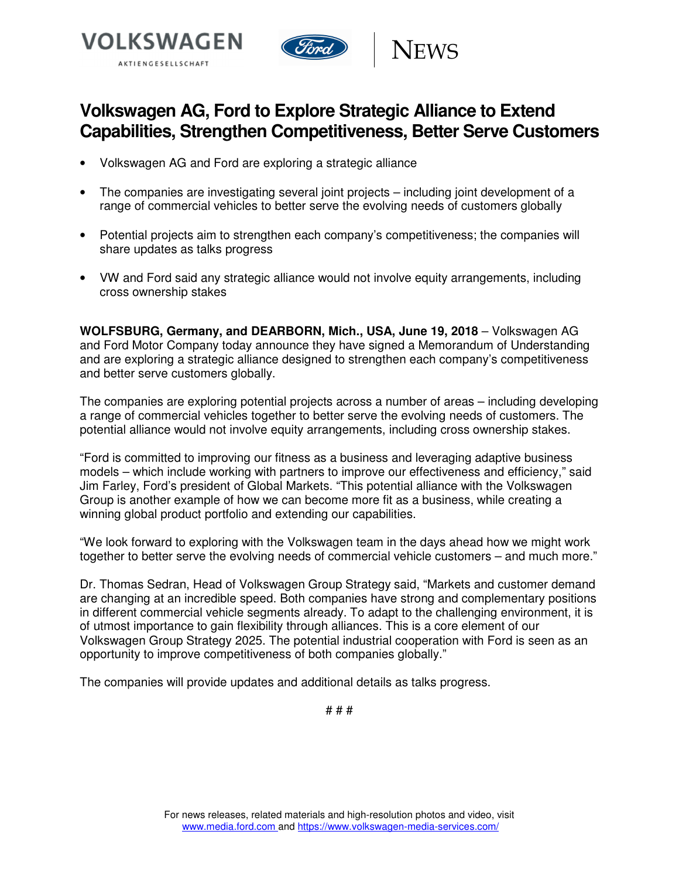VOLKSWAGEN

AKTIENGESELLSCHAFT

NEWS

# Volkswagen AG, Ford to Explore Strategic Alliance to Extend Capabilities, Strengthen Competitiveness, Better Serve Customers

- Volkswagen AG and Ford are exploring a strategic alliance
- The companies are investigating several joint projects – including joint development of a range of commercial vehicles to better serve the evolving needs of customers globally
- Potential projects aim to strengthen each company's competitiveness; the companies will share updates as talks progress
- VW and Ford said any strategic alliance would not involve equity arrangements, including cross ownership stakes

**WOLFSBURG, Germany, and DEARBORN, Mich., USA, June 19, 2018** – Volkswagen AG and Ford Motor Company today announce they have signed a Memorandum of Understanding and are exploring a strategic alliance designed to strengthen each company's competitiveness and better serve customers globally.

The companies are exploring potential projects across a number of areas – including developing a range of commercial vehicles together to better serve the evolving needs of customers. The potential alliance would not involve equity arrangements, including cross ownership stakes.

"Ford is committed to improving our fitness as a business and leveraging adaptive business models – which include working with partners to improve our effectiveness and efficiency," said Jim Farley, Ford's president of Global Markets. "This potential alliance with the Volkswagen Group is another example of how we can become more fit as a business, while creating a winning global product portfolio and extending our capabilities.

"We look forward to exploring with the Volkswagen team in the days ahead how we might work together to better serve the evolving needs of commercial vehicle customers – and much more."

Dr. Thomas Sedran, Head of Volkswagen Group Strategy said, "Markets and customer demand are changing at an incredible speed. Both companies have strong and complementary positions in different commercial vehicle segments already. To adapt to the challenging environment, it is of utmost importance to gain flexibility through alliances. This is a core element of our Volkswagen Group Strategy 2025. The potential industrial cooperation with Ford is seen as an opportunity to improve competitiveness of both companies globally."

The companies will provide updates and additional details as talks progress.

# # #

For news releases, related materials and high-resolution photos and video, visit www.media.ford.com and https://www.volkswagen-media-services.com/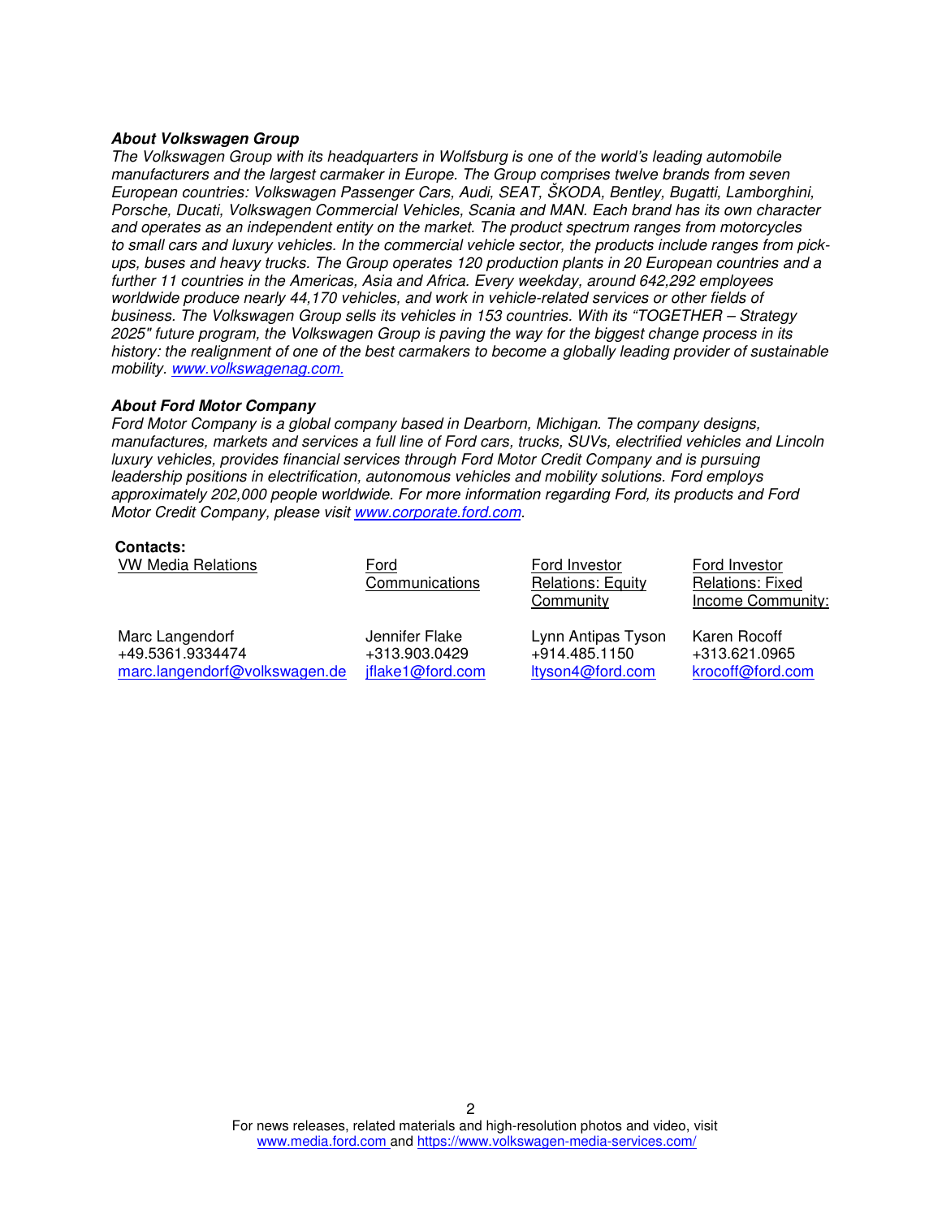***About Volkswagen Group***

*The Volkswagen Group with its headquarters in Wolfsburg is one of the world's leading automobile manufacturers and the largest carmaker in Europe. The Group comprises twelve brands from seven European countries: Volkswagen Passenger Cars, Audi, SEAT, ŠKODA, Bentley, Bugatti, Lamborghini, Porsche, Ducati, Volkswagen Commercial Vehicles, Scania and MAN. Each brand has its own character and operates as an independent entity on the market. The product spectrum ranges from motorcycles to small cars and luxury vehicles. In the commercial vehicle sector, the products include ranges from pick-ups, buses and heavy trucks. The Group operates 120 production plants in 20 European countries and a further 11 countries in the Americas, Asia and Africa. Every weekday, around 642,292 employees worldwide produce nearly 44,170 vehicles, and work in vehicle-related services or other fields of business. The Volkswagen Group sells its vehicles in 153 countries. With its "TOGETHER – Strategy 2025" future program, the Volkswagen Group is paving the way for the biggest change process in its history: the realignment of one of the best carmakers to become a globally leading provider of sustainable mobility. [www.volkswagenag.com.](http://www.volkswagenag.com)*

***About Ford Motor Company***

*Ford Motor Company is a global company based in Dearborn, Michigan. The company designs, manufactures, markets and services a full line of Ford cars, trucks, SUVs, electrified vehicles and Lincoln luxury vehicles, provides financial services through Ford Motor Credit Company and is pursuing leadership positions in electrification, autonomous vehicles and mobility solutions. Ford employs approximately 202,000 people worldwide. For more information regarding Ford, its products and Ford Motor Credit Company, please visit [www.corporate.ford.com](http://www.corporate.ford.com).*

**Contacts:**

| VW Media Relations | Ford Communications | Ford Investor Relations: Equity Community | Ford Investor Relations: Fixed Income Community: |
|---|---|---|---|
| Marc Langendorf | Jennifer Flake | Lynn Antipas Tyson | Karen Rocoff |
| +49.5361.9334474 | +313.903.0429 | +914.485.1150 | +313.621.0965 |
| marc.langendorf@volkswagen.de | jflake1@ford.com | ltyson4@ford.com | krocoff@ford.com |

For news releases, related materials and high-resolution photos and video, visit [www.media.ford.com](http://www.media.ford.com) and [https://www.volkswagen-media-services.com/](https://www.volkswagen-media-services.com/)